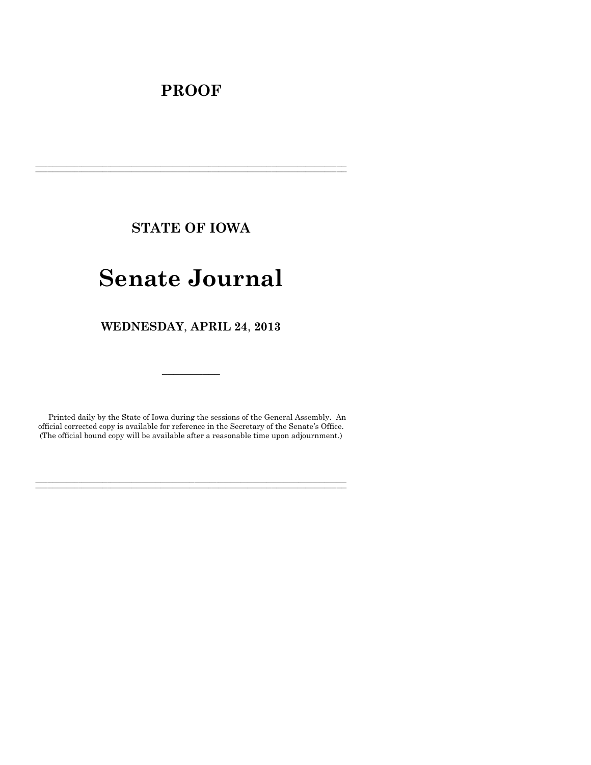# PROOF

---

## STATE OF IOWA

# Senate Journal

## WEDNESDAY, APRIL 24, 2013

---

Printed daily by the State of Iowa during the sessions of the General Assembly. An official corrected copy is available for reference in the Secretary of the Senate's Office. (The official bound copy will be available after a reasonable time upon adjournment.)

---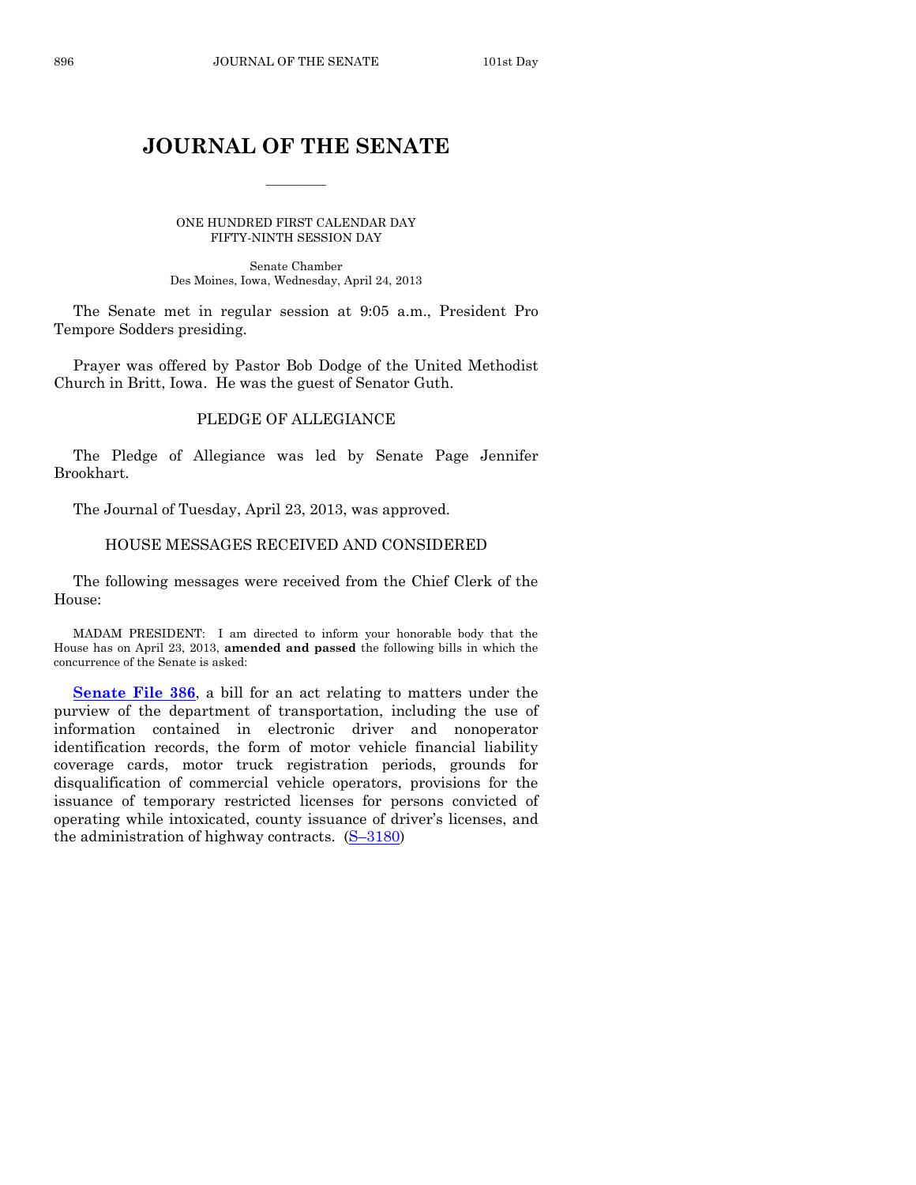# JOURNAL OF THE SENATE

ONE HUNDRED FIRST CALENDAR DAY
FIFTY-NINTH SESSION DAY

Senate Chamber
Des Moines, Iowa, Wednesday, April 24, 2013

The Senate met in regular session at 9:05 a.m., President Pro Tempore Sodders presiding.

Prayer was offered by Pastor Bob Dodge of the United Methodist Church in Britt, Iowa. He was the guest of Senator Guth.

## PLEDGE OF ALLEGIANCE

The Pledge of Allegiance was led by Senate Page Jennifer Brookhart.

The Journal of Tuesday, April 23, 2013, was approved.

## HOUSE MESSAGES RECEIVED AND CONSIDERED

The following messages were received from the Chief Clerk of the House:

MADAM PRESIDENT: I am directed to inform your honorable body that the House has on April 23, 2013, **amended and passed** the following bills in which the concurrence of the Senate is asked:

**Senate File 386**, a bill for an act relating to matters under the purview of the department of transportation, including the use of information contained in electronic driver and nonoperator identification records, the form of motor vehicle financial liability coverage cards, motor truck registration periods, grounds for disqualification of commercial vehicle operators, provisions for the issuance of temporary restricted licenses for persons convicted of operating while intoxicated, county issuance of driver's licenses, and the administration of highway contracts. (S–3180)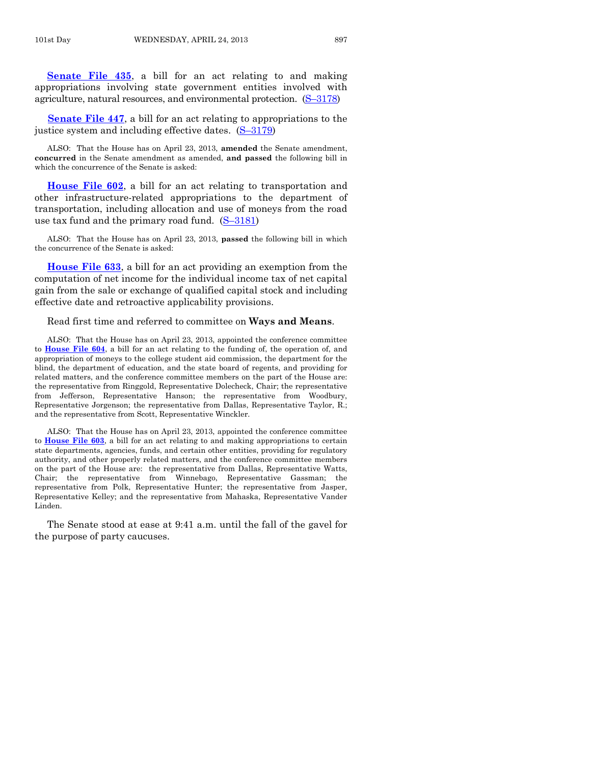**Senate File 435**, a bill for an act relating to and making appropriations involving state government entities involved with agriculture, natural resources, and environmental protection. (S–3178)

**Senate File 447**, a bill for an act relating to appropriations to the justice system and including effective dates. (S–3179)

ALSO: That the House has on April 23, 2013, **amended** the Senate amendment, **concurred** in the Senate amendment as amended, **and passed** the following bill in which the concurrence of the Senate is asked:

**House File 602**, a bill for an act relating to transportation and other infrastructure-related appropriations to the department of transportation, including allocation and use of moneys from the road use tax fund and the primary road fund. (S–3181)

ALSO: That the House has on April 23, 2013, **passed** the following bill in which the concurrence of the Senate is asked:

**House File 633**, a bill for an act providing an exemption from the computation of net income for the individual income tax of net capital gain from the sale or exchange of qualified capital stock and including effective date and retroactive applicability provisions.

Read first time and referred to committee on **Ways and Means**.

ALSO: That the House has on April 23, 2013, appointed the conference committee to **House File 604**, a bill for an act relating to the funding of, the operation of, and appropriation of moneys to the college student aid commission, the department for the blind, the department of education, and the state board of regents, and providing for related matters, and the conference committee members on the part of the House are: the representative from Ringgold, Representative Dolecheck, Chair; the representative from Jefferson, Representative Hanson; the representative from Woodbury, Representative Jorgenson; the representative from Dallas, Representative Taylor, R.; and the representative from Scott, Representative Winckler.

ALSO: That the House has on April 23, 2013, appointed the conference committee to **House File 603**, a bill for an act relating to and making appropriations to certain state departments, agencies, funds, and certain other entities, providing for regulatory authority, and other properly related matters, and the conference committee members on the part of the House are: the representative from Dallas, Representative Watts, Chair; the representative from Winnebago, Representative Gassman; the representative from Polk, Representative Hunter; the representative from Jasper, Representative Kelley; and the representative from Mahaska, Representative Vander Linden.

The Senate stood at ease at 9:41 a.m. until the fall of the gavel for the purpose of party caucuses.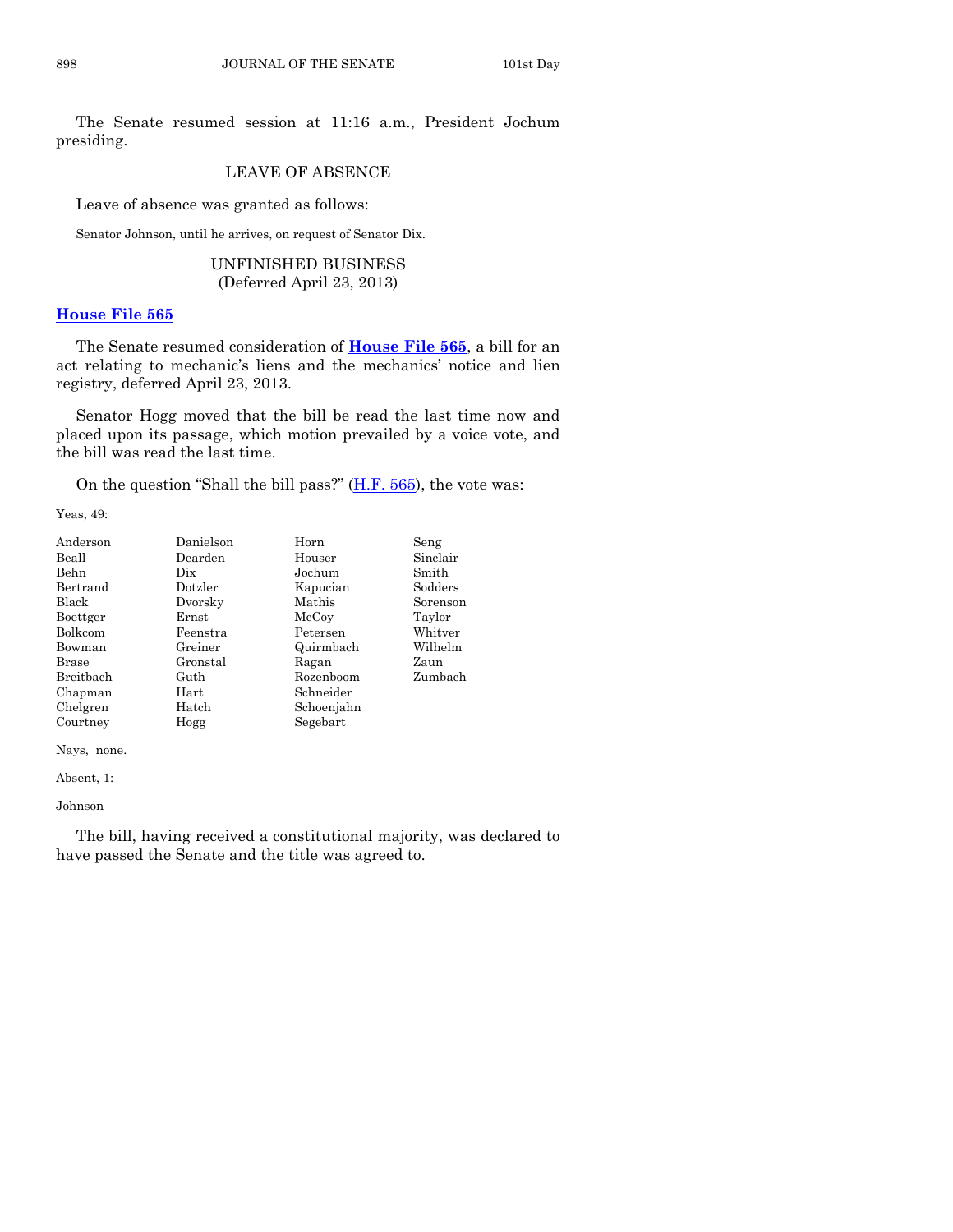The Senate resumed session at 11:16 a.m., President Jochum presiding.

## LEAVE OF ABSENCE

Leave of absence was granted as follows:

Senator Johnson, until he arrives, on request of Senator Dix.

## UNFINISHED BUSINESS
(Deferred April 23, 2013)

**House File 565**

The Senate resumed consideration of **House File 565**, a bill for an act relating to mechanic's liens and the mechanics' notice and lien registry, deferred April 23, 2013.

Senator Hogg moved that the bill be read the last time now and placed upon its passage, which motion prevailed by a voice vote, and the bill was read the last time.

On the question "Shall the bill pass?" (H.F. 565), the vote was:

Yeas, 49:

| | | | |
|---|---|---|---|
| Anderson | Danielson | Horn | Seng |
| Beall | Dearden | Houser | Sinclair |
| Behn | Dix | Jochum | Smith |
| Bertrand | Dotzler | Kapucian | Sodders |
| Black | Dvorsky | Mathis | Sorenson |
| Boettger | Ernst | McCoy | Taylor |
| Bolkcom | Feenstra | Petersen | Whitver |
| Bowman | Greiner | Quirmbach | Wilhelm |
| Brase | Gronstal | Ragan | Zaun |
| Breitbach | Guth | Rozenboom | Zumbach |
| Chapman | Hart | Schneider | |
| Chelgren | Hatch | Schoenjahn | |
| Courtney | Hogg | Segebart | |

Nays, none.

Absent, 1:

Johnson

The bill, having received a constitutional majority, was declared to have passed the Senate and the title was agreed to.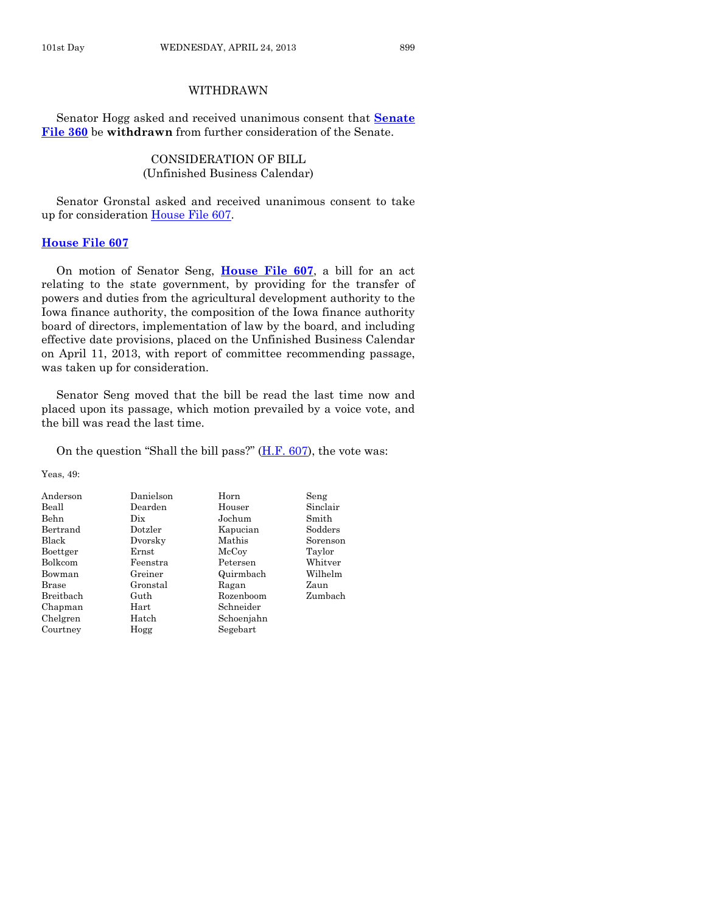## WITHDRAWN

Senator Hogg asked and received unanimous consent that **Senate File 360** be **withdrawn** from further consideration of the Senate.

## CONSIDERATION OF BILL
(Unfinished Business Calendar)

Senator Gronstal asked and received unanimous consent to take up for consideration House File 607.

**House File 607**

On motion of Senator Seng, **House File 607**, a bill for an act relating to the state government, by providing for the transfer of powers and duties from the agricultural development authority to the Iowa finance authority, the composition of the Iowa finance authority board of directors, implementation of law by the board, and including effective date provisions, placed on the Unfinished Business Calendar on April 11, 2013, with report of committee recommending passage, was taken up for consideration.

Senator Seng moved that the bill be read the last time now and placed upon its passage, which motion prevailed by a voice vote, and the bill was read the last time.

On the question "Shall the bill pass?" (H.F. 607), the vote was:

Yeas, 49:

| | | | |
|---|---|---|---|
| Anderson | Danielson | Horn | Seng |
| Beall | Dearden | Houser | Sinclair |
| Behn | Dix | Jochum | Smith |
| Bertrand | Dotzler | Kapucian | Sodders |
| Black | Dvorsky | Mathis | Sorenson |
| Boettger | Ernst | McCoy | Taylor |
| Bolkcom | Feenstra | Petersen | Whitver |
| Bowman | Greiner | Quirmbach | Wilhelm |
| Brase | Gronstal | Ragan | Zaun |
| Breitbach | Guth | Rozenboom | Zumbach |
| Chapman | Hart | Schneider | |
| Chelgren | Hatch | Schoenjahn | |
| Courtney | Hogg | Segebart | |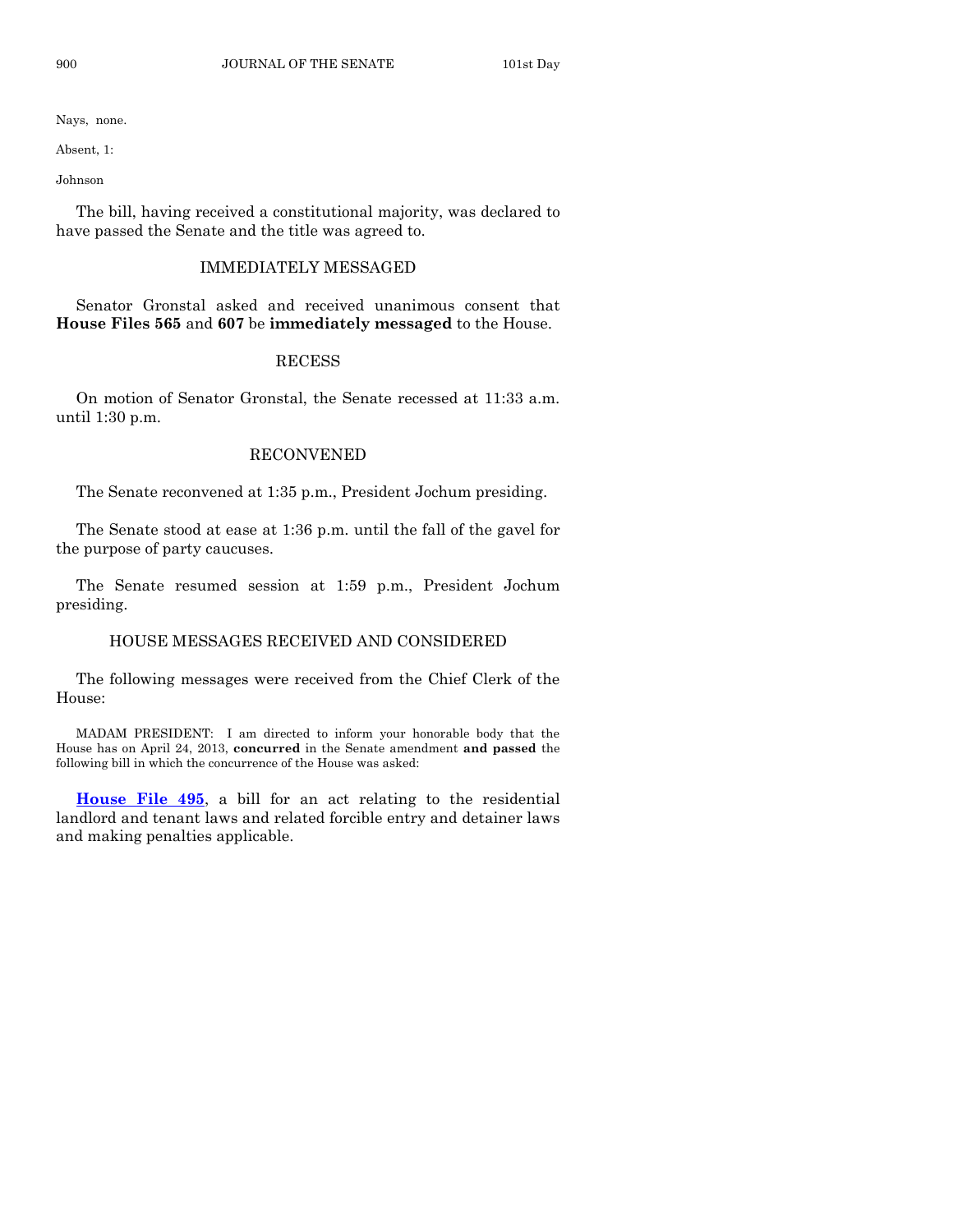Nays, none.

Absent, 1:

Johnson

The bill, having received a constitutional majority, was declared to have passed the Senate and the title was agreed to.

## IMMEDIATELY MESSAGED

Senator Gronstal asked and received unanimous consent that **House Files 565** and **607** be **immediately messaged** to the House.

## RECESS

On motion of Senator Gronstal, the Senate recessed at 11:33 a.m. until 1:30 p.m.

## RECONVENED

The Senate reconvened at 1:35 p.m., President Jochum presiding.

The Senate stood at ease at 1:36 p.m. until the fall of the gavel for the purpose of party caucuses.

The Senate resumed session at 1:59 p.m., President Jochum presiding.

## HOUSE MESSAGES RECEIVED AND CONSIDERED

The following messages were received from the Chief Clerk of the House:

MADAM PRESIDENT: I am directed to inform your honorable body that the House has on April 24, 2013, **concurred** in the Senate amendment **and passed** the following bill in which the concurrence of the House was asked:

**House File 495**, a bill for an act relating to the residential landlord and tenant laws and related forcible entry and detainer laws and making penalties applicable.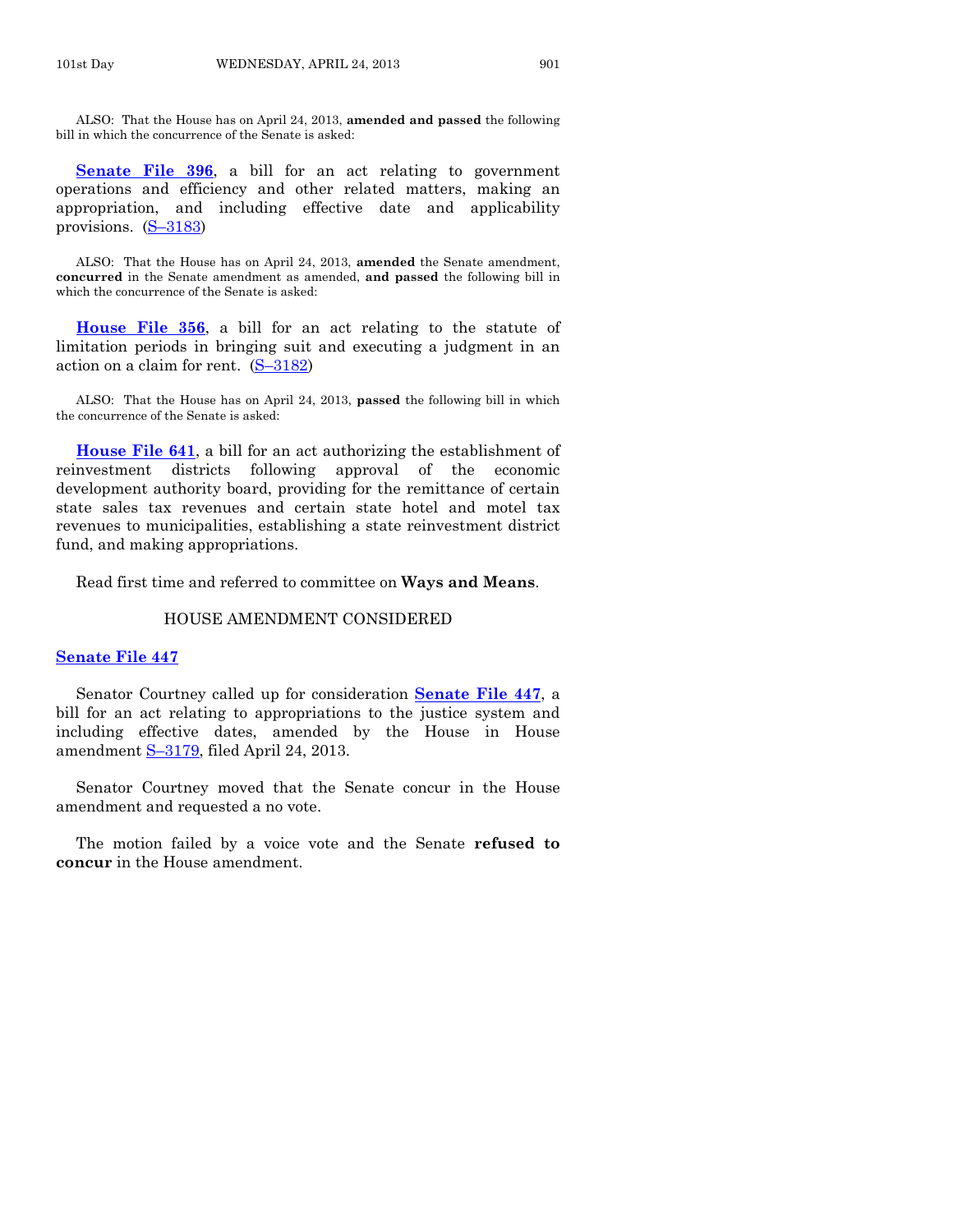ALSO: That the House has on April 24, 2013, **amended and passed** the following bill in which the concurrence of the Senate is asked:

**Senate File 396**, a bill for an act relating to government operations and efficiency and other related matters, making an appropriation, and including effective date and applicability provisions. (S–3183)

ALSO: That the House has on April 24, 2013, **amended** the Senate amendment, **concurred** in the Senate amendment as amended, **and passed** the following bill in which the concurrence of the Senate is asked:

**House File 356**, a bill for an act relating to the statute of limitation periods in bringing suit and executing a judgment in an action on a claim for rent. (S–3182)

ALSO: That the House has on April 24, 2013, **passed** the following bill in which the concurrence of the Senate is asked:

**House File 641**, a bill for an act authorizing the establishment of reinvestment districts following approval of the economic development authority board, providing for the remittance of certain state sales tax revenues and certain state hotel and motel tax revenues to municipalities, establishing a state reinvestment district fund, and making appropriations.

Read first time and referred to committee on **Ways and Means**.

## HOUSE AMENDMENT CONSIDERED

### Senate File 447

Senator Courtney called up for consideration **Senate File 447**, a bill for an act relating to appropriations to the justice system and including effective dates, amended by the House in House amendment S–3179, filed April 24, 2013.

Senator Courtney moved that the Senate concur in the House amendment and requested a no vote.

The motion failed by a voice vote and the Senate **refused to concur** in the House amendment.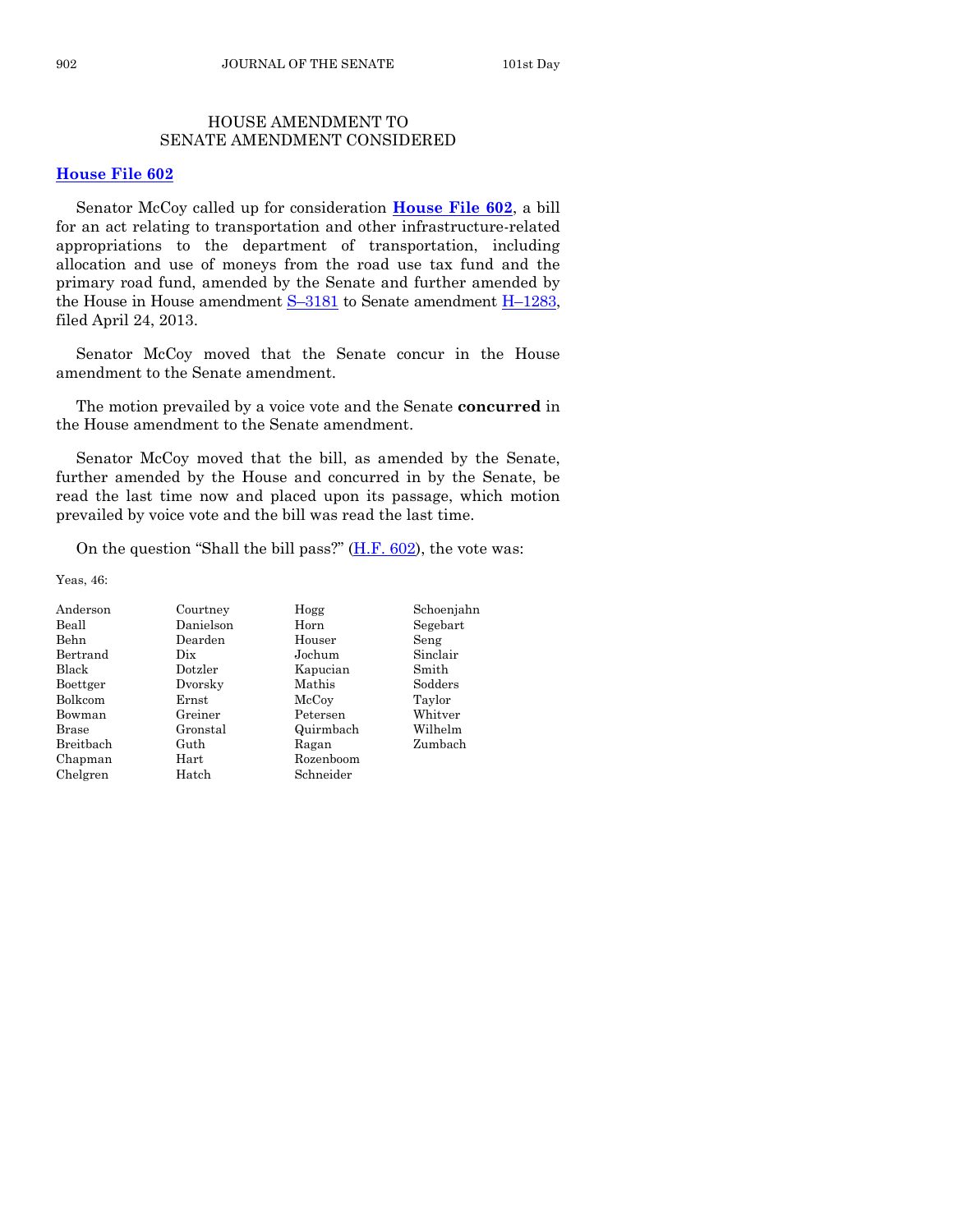## HOUSE AMENDMENT TO SENATE AMENDMENT CONSIDERED

**House File 602**

Senator McCoy called up for consideration **House File 602**, a bill for an act relating to transportation and other infrastructure-related appropriations to the department of transportation, including allocation and use of moneys from the road use tax fund and the primary road fund, amended by the Senate and further amended by the House in House amendment S–3181 to Senate amendment H–1283, filed April 24, 2013.

Senator McCoy moved that the Senate concur in the House amendment to the Senate amendment.

The motion prevailed by a voice vote and the Senate **concurred** in the House amendment to the Senate amendment.

Senator McCoy moved that the bill, as amended by the Senate, further amended by the House and concurred in by the Senate, be read the last time now and placed upon its passage, which motion prevailed by voice vote and the bill was read the last time.

On the question "Shall the bill pass?" (H.F. 602), the vote was:

Yeas, 46:

| | | | |
|---|---|---|---|
| Anderson | Courtney | Hogg | Schoenjahn |
| Beall | Danielson | Horn | Segebart |
| Behn | Dearden | Houser | Seng |
| Bertrand | Dix | Jochum | Sinclair |
| Black | Dotzler | Kapucian | Smith |
| Boettger | Dvorsky | Mathis | Sodders |
| Bolkcom | Ernst | McCoy | Taylor |
| Bowman | Greiner | Petersen | Whitver |
| Brase | Gronstal | Quirmbach | Wilhelm |
| Breitbach | Guth | Ragan | Zumbach |
| Chapman | Hart | Rozenboom | |
| Chelgren | Hatch | Schneider | |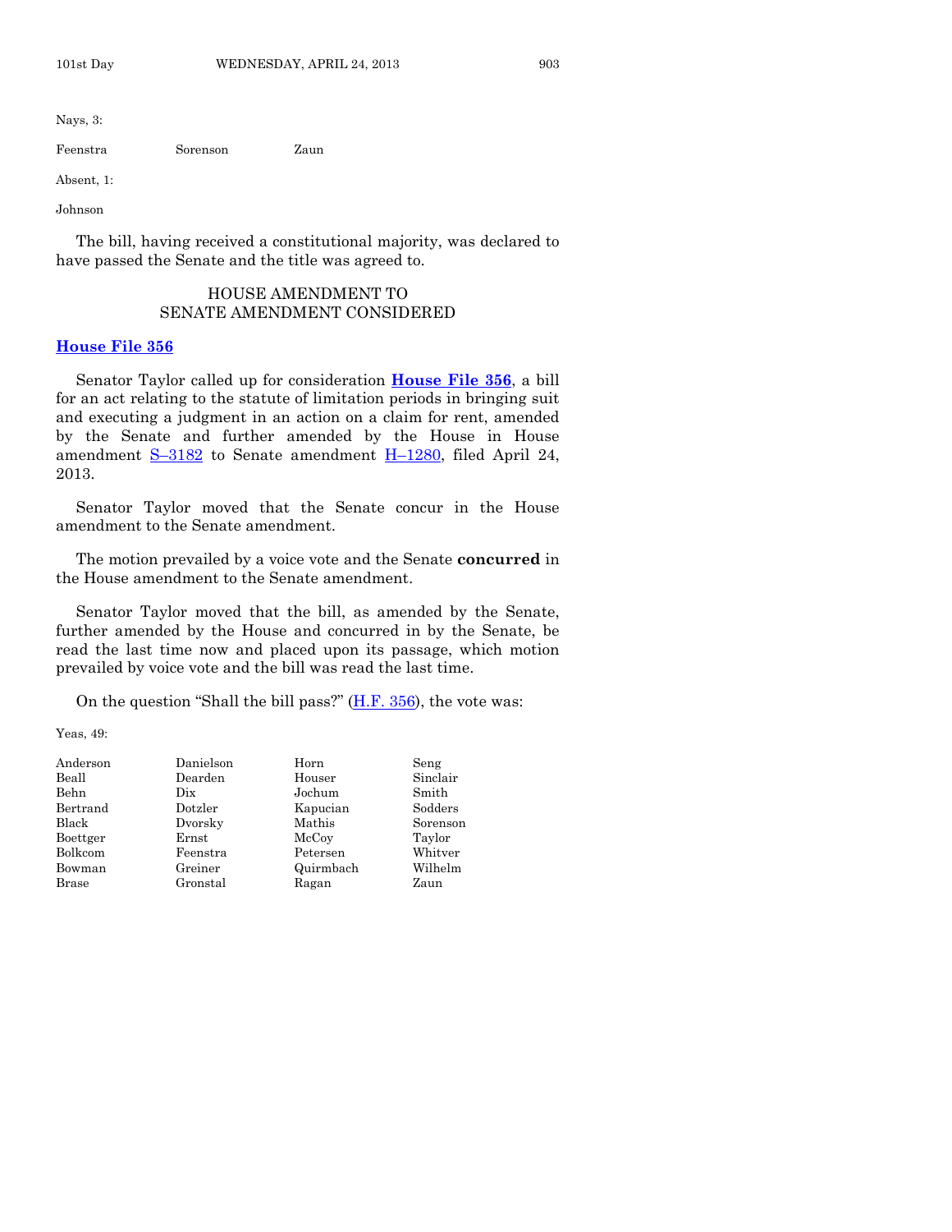Nays, 3:

| | | |
|---|---|---|
| Feenstra | Sorenson | Zaun |

Absent, 1:

Johnson

The bill, having received a constitutional majority, was declared to have passed the Senate and the title was agreed to.

## HOUSE AMENDMENT TO SENATE AMENDMENT CONSIDERED

**House File 356**

Senator Taylor called up for consideration **House File 356**, a bill for an act relating to the statute of limitation periods in bringing suit and executing a judgment in an action on a claim for rent, amended by the Senate and further amended by the House in House amendment S–3182 to Senate amendment H–1280, filed April 24, 2013.

Senator Taylor moved that the Senate concur in the House amendment to the Senate amendment.

The motion prevailed by a voice vote and the Senate **concurred** in the House amendment to the Senate amendment.

Senator Taylor moved that the bill, as amended by the Senate, further amended by the House and concurred in by the Senate, be read the last time now and placed upon its passage, which motion prevailed by voice vote and the bill was read the last time.

On the question "Shall the bill pass?" (H.F. 356), the vote was:

Yeas, 49:

| | | | |
|---|---|---|---|
| Anderson | Danielson | Horn | Seng |
| Beall | Dearden | Houser | Sinclair |
| Behn | Dix | Jochum | Smith |
| Bertrand | Dotzler | Kapucian | Sodders |
| Black | Dvorsky | Mathis | Sorenson |
| Boettger | Ernst | McCoy | Taylor |
| Bolkcom | Feenstra | Petersen | Whitver |
| Bowman | Greiner | Quirmbach | Wilhelm |
| Brase | Gronstal | Ragan | Zaun |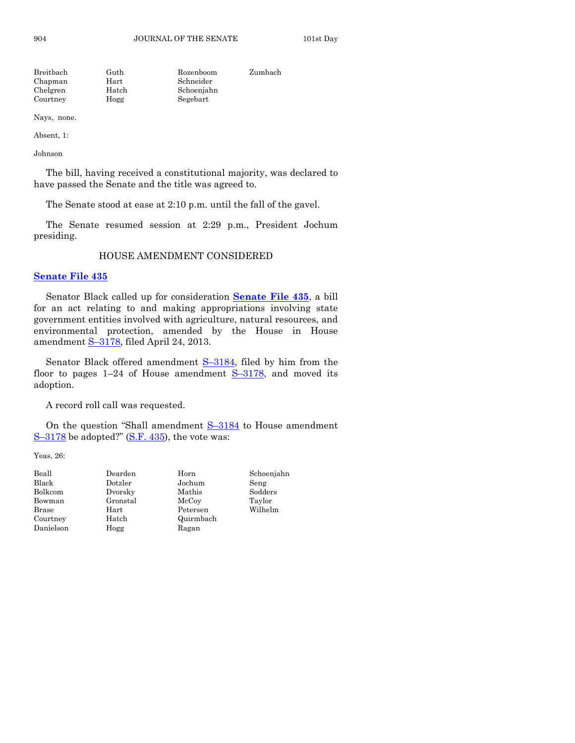| | | | |
|---|---|---|---|
| Breitbach | Guth | Rozenboom | Zumbach |
| Chapman | Hart | Schneider | |
| Chelgren | Hatch | Schoenjahn | |
| Courtney | Hogg | Segebart | |

Nays, none.

Absent, 1:

Johnson

The bill, having received a constitutional majority, was declared to have passed the Senate and the title was agreed to.

The Senate stood at ease at 2:10 p.m. until the fall of the gavel.

The Senate resumed session at 2:29 p.m., President Jochum presiding.

## HOUSE AMENDMENT CONSIDERED

### Senate File 435

Senator Black called up for consideration **Senate File 435**, a bill for an act relating to and making appropriations involving state government entities involved with agriculture, natural resources, and environmental protection, amended by the House in House amendment S–3178, filed April 24, 2013.

Senator Black offered amendment S–3184, filed by him from the floor to pages 1–24 of House amendment S–3178, and moved its adoption.

A record roll call was requested.

On the question "Shall amendment S–3184 to House amendment S–3178 be adopted?" (S.F. 435), the vote was:

Yeas, 26:

| | | | |
|---|---|---|---|
| Beall | Dearden | Horn | Schoenjahn |
| Black | Dotzler | Jochum | Seng |
| Bolkcom | Dvorsky | Mathis | Sodders |
| Bowman | Gronstal | McCoy | Taylor |
| Brase | Hart | Petersen | Wilhelm |
| Courtney | Hatch | Quirmbach | |
| Danielson | Hogg | Ragan | |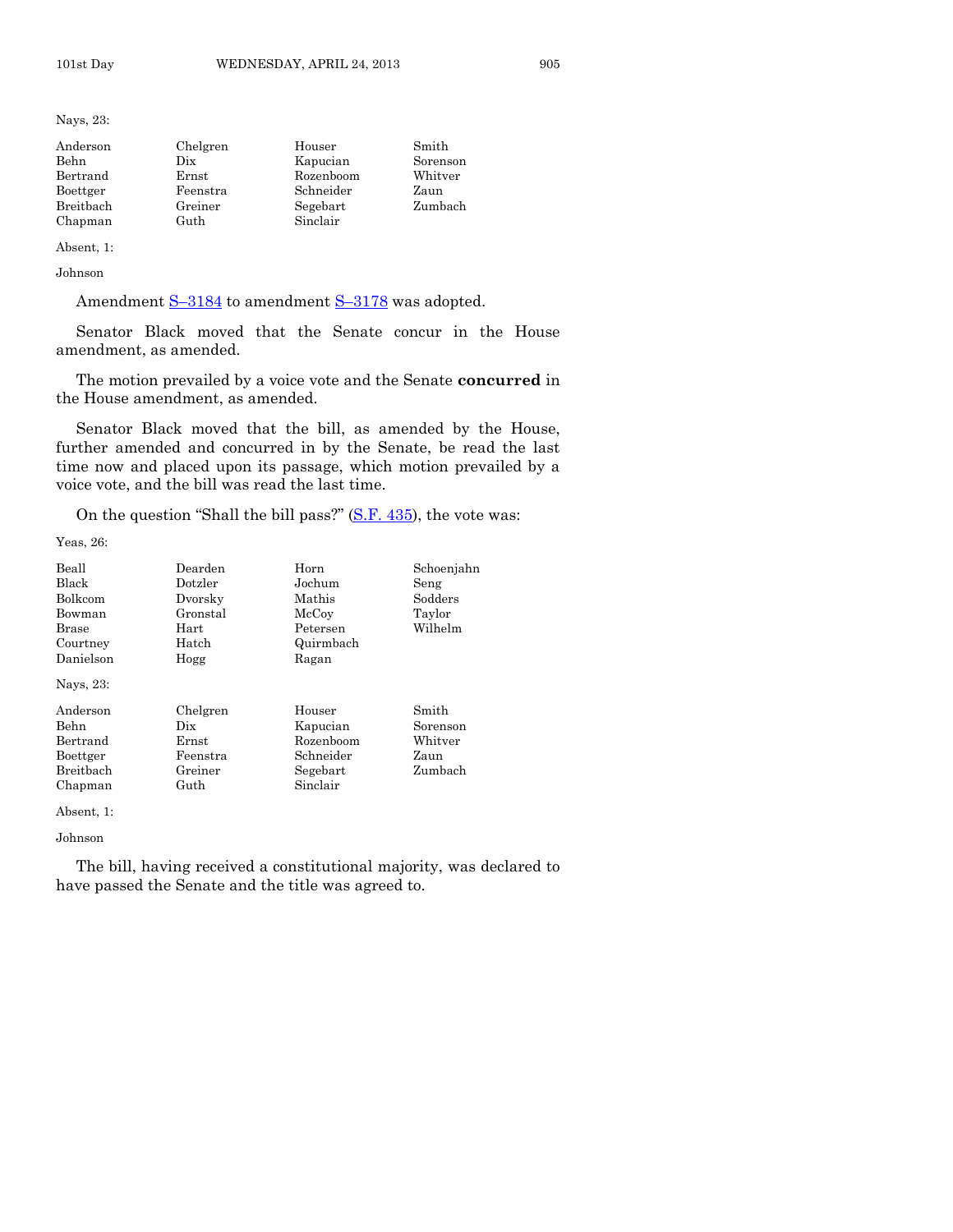Nays, 23:

| | | | |
|---|---|---|---|
| Anderson | Chelgren | Houser | Smith |
| Behn | Dix | Kapucian | Sorenson |
| Bertrand | Ernst | Rozenboom | Whitver |
| Boettger | Feenstra | Schneider | Zaun |
| Breitbach | Greiner | Segebart | Zumbach |
| Chapman | Guth | Sinclair | |

Absent, 1:

Johnson

Amendment S–3184 to amendment S–3178 was adopted.

Senator Black moved that the Senate concur in the House amendment, as amended.

The motion prevailed by a voice vote and the Senate **concurred** in the House amendment, as amended.

Senator Black moved that the bill, as amended by the House, further amended and concurred in by the Senate, be read the last time now and placed upon its passage, which motion prevailed by a voice vote, and the bill was read the last time.

On the question "Shall the bill pass?" (S.F. 435), the vote was:

Yeas, 26:

| | | | |
|---|---|---|---|
| Beall | Dearden | Horn | Schoenjahn |
| Black | Dotzler | Jochum | Seng |
| Bolkcom | Dvorsky | Mathis | Sodders |
| Bowman | Gronstal | McCoy | Taylor |
| Brase | Hart | Petersen | Wilhelm |
| Courtney | Hatch | Quirmbach | |
| Danielson | Hogg | Ragan | |

Nays, 23:

| | | | |
|---|---|---|---|
| Anderson | Chelgren | Houser | Smith |
| Behn | Dix | Kapucian | Sorenson |
| Bertrand | Ernst | Rozenboom | Whitver |
| Boettger | Feenstra | Schneider | Zaun |
| Breitbach | Greiner | Segebart | Zumbach |
| Chapman | Guth | Sinclair | |

Absent, 1:

Johnson

The bill, having received a constitutional majority, was declared to have passed the Senate and the title was agreed to.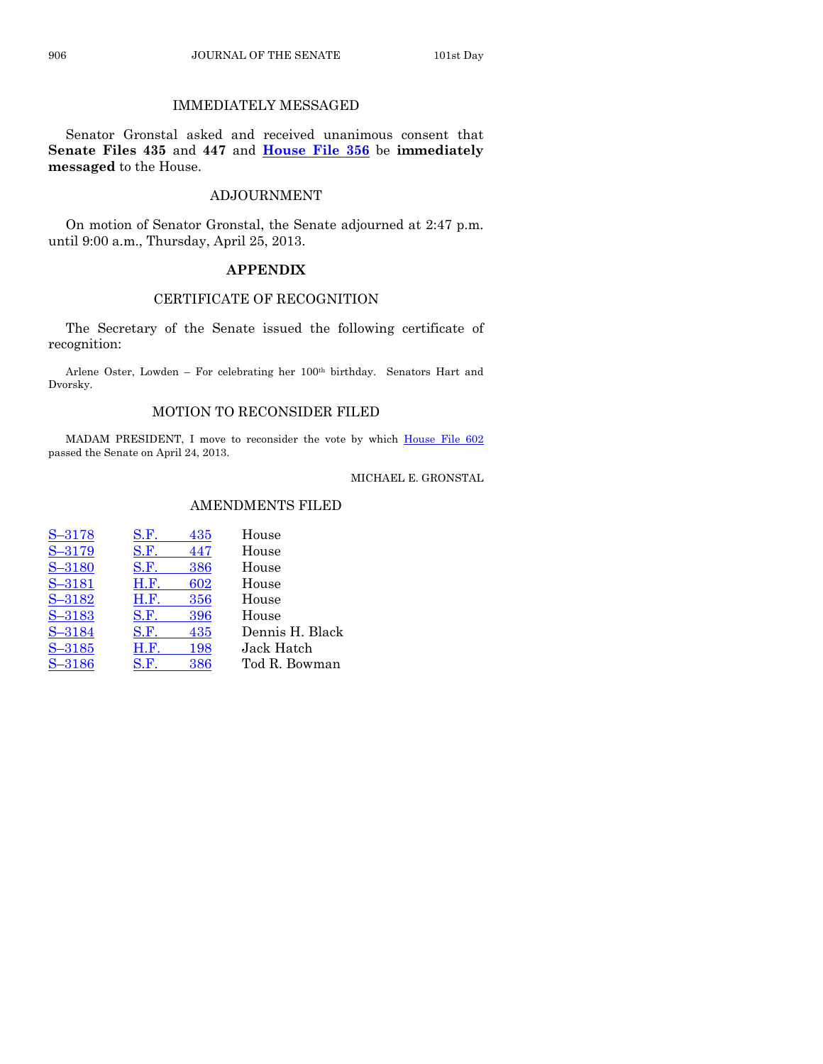## IMMEDIATELY MESSAGED

Senator Gronstal asked and received unanimous consent that **Senate Files 435** and **447** and **House File 356** be **immediately messaged** to the House.

## ADJOURNMENT

On motion of Senator Gronstal, the Senate adjourned at 2:47 p.m. until 9:00 a.m., Thursday, April 25, 2013.

# APPENDIX

## CERTIFICATE OF RECOGNITION

The Secretary of the Senate issued the following certificate of recognition:

Arlene Oster, Lowden – For celebrating her 100th birthday. Senators Hart and Dvorsky.

## MOTION TO RECONSIDER FILED

MADAM PRESIDENT, I move to reconsider the vote by which House File 602 passed the Senate on April 24, 2013.

MICHAEL E. GRONSTAL

## AMENDMENTS FILED

| | | | |
|---|---|---|---|
| S–3178 | S.F. | 435 | House |
| S–3179 | S.F. | 447 | House |
| S–3180 | S.F. | 386 | House |
| S–3181 | H.F. | 602 | House |
| S–3182 | H.F. | 356 | House |
| S–3183 | S.F. | 396 | House |
| S–3184 | S.F. | 435 | Dennis H. Black |
| S–3185 | H.F. | 198 | Jack Hatch |
| S–3186 | S.F. | 386 | Tod R. Bowman |